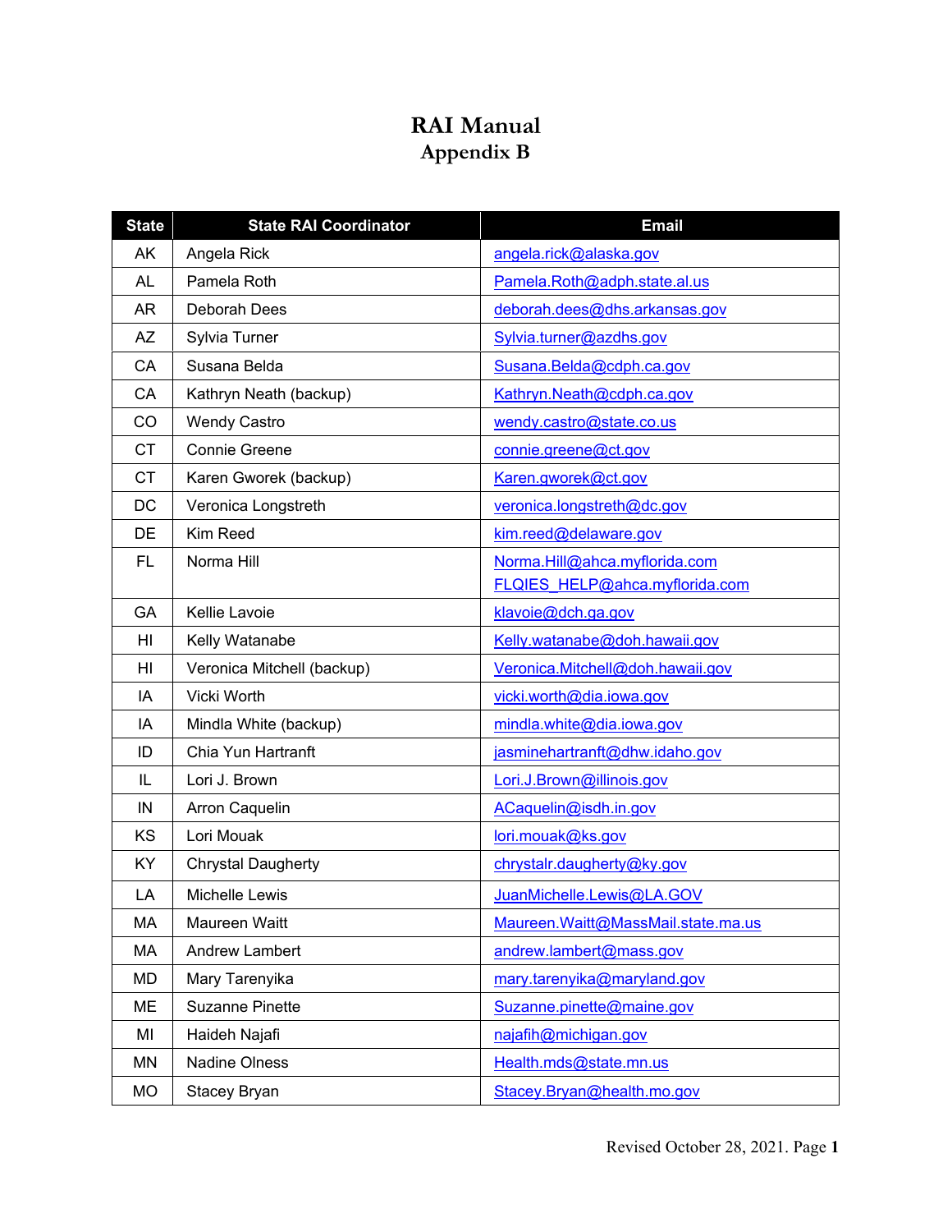# RAI Manual
## Appendix B

| State | State RAI Coordinator | Email |
|---|---|---|
| AK | Angela Rick | angela.rick@alaska.gov |
| AL | Pamela Roth | Pamela.Roth@adph.state.al.us |
| AR | Deborah Dees | deborah.dees@dhs.arkansas.gov |
| AZ | Sylvia Turner | Sylvia.turner@azdhs.gov |
| CA | Susana Belda | Susana.Belda@cdph.ca.gov |
| CA | Kathryn Neath (backup) | Kathryn.Neath@cdph.ca.gov |
| CO | Wendy Castro | wendy.castro@state.co.us |
| CT | Connie Greene | connie.greene@ct.gov |
| CT | Karen Gworek (backup) | Karen.gworek@ct.gov |
| DC | Veronica Longstreth | veronica.longstreth@dc.gov |
| DE | Kim Reed | kim.reed@delaware.gov |
| FL | Norma Hill | Norma.Hill@ahca.myflorida.com FLQIES_HELP@ahca.myflorida.com |
| GA | Kellie Lavoie | klavoie@dch.ga.gov |
| HI | Kelly Watanabe | Kelly.watanabe@doh.hawaii.gov |
| HI | Veronica Mitchell (backup) | Veronica.Mitchell@doh.hawaii.gov |
| IA | Vicki Worth | vicki.worth@dia.iowa.gov |
| IA | Mindla White (backup) | mindla.white@dia.iowa.gov |
| ID | Chia Yun Hartranft | jasminehartranft@dhw.idaho.gov |
| IL | Lori J. Brown | Lori.J.Brown@illinois.gov |
| IN | Arron Caquelin | ACaquelin@isdh.in.gov |
| KS | Lori Mouak | lori.mouak@ks.gov |
| KY | Chrystal Daugherty | chrystalr.daugherty@ky.gov |
| LA | Michelle Lewis | JuanMichelle.Lewis@LA.GOV |
| MA | Maureen Waitt | Maureen.Waitt@MassMail.state.ma.us |
| MA | Andrew Lambert | andrew.lambert@mass.gov |
| MD | Mary Tarenyika | mary.tarenyika@maryland.gov |
| ME | Suzanne Pinette | Suzanne.pinette@maine.gov |
| MI | Haideh Najafi | najafih@michigan.gov |
| MN | Nadine Olness | Health.mds@state.mn.us |
| MO | Stacey Bryan | Stacey.Bryan@health.mo.gov |

Revised October 28, 2021.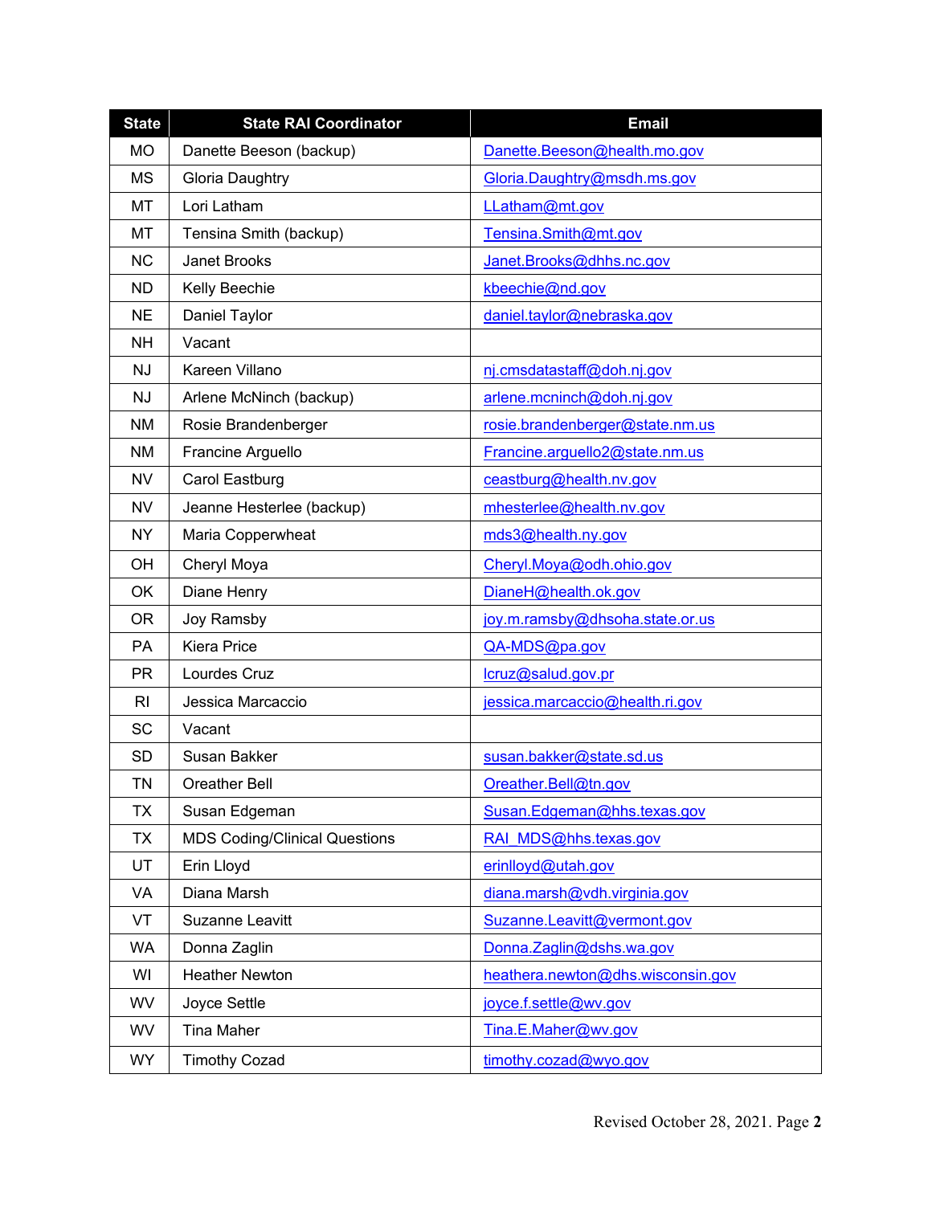| State | State RAI Coordinator | Email |
| --- | --- | --- |
| MO | Danette Beeson (backup) | Danette.Beeson@health.mo.gov |
| MS | Gloria Daughtry | Gloria.Daughtry@msdh.ms.gov |
| MT | Lori Latham | LLatham@mt.gov |
| MT | Tensina Smith (backup) | Tensina.Smith@mt.gov |
| NC | Janet Brooks | Janet.Brooks@dhhs.nc.gov |
| ND | Kelly Beechie | kbeechie@nd.gov |
| NE | Daniel Taylor | daniel.taylor@nebraska.gov |
| NH | Vacant | |
| NJ | Kareen Villano | nj.cmsdatastaff@doh.nj.gov |
| NJ | Arlene McNinch (backup) | arlene.mcninch@doh.nj.gov |
| NM | Rosie Brandenberger | rosie.brandenberger@state.nm.us |
| NM | Francine Arguello | Francine.arguello2@state.nm.us |
| NV | Carol Eastburg | ceastburg@health.nv.gov |
| NV | Jeanne Hesterlee (backup) | mhesterlee@health.nv.gov |
| NY | Maria Copperwheat | mds3@health.ny.gov |
| OH | Cheryl Moya | Cheryl.Moya@odh.ohio.gov |
| OK | Diane Henry | DianeH@health.ok.gov |
| OR | Joy Ramsby | joy.m.ramsby@dhsoha.state.or.us |
| PA | Kiera Price | QA-MDS@pa.gov |
| PR | Lourdes Cruz | lcruz@salud.gov.pr |
| RI | Jessica Marcaccio | jessica.marcaccio@health.ri.gov |
| SC | Vacant | |
| SD | Susan Bakker | susan.bakker@state.sd.us |
| TN | Oreather Bell | Oreather.Bell@tn.gov |
| TX | Susan Edgeman | Susan.Edgeman@hhs.texas.gov |
| TX | MDS Coding/Clinical Questions | RAI_MDS@hhs.texas.gov |
| UT | Erin Lloyd | erinlloyd@utah.gov |
| VA | Diana Marsh | diana.marsh@vdh.virginia.gov |
| VT | Suzanne Leavitt | Suzanne.Leavitt@vermont.gov |
| WA | Donna Zaglin | Donna.Zaglin@dshs.wa.gov |
| WI | Heather Newton | heathera.newton@dhs.wisconsin.gov |
| WV | Joyce Settle | joyce.f.settle@wv.gov |
| WV | Tina Maher | Tina.E.Maher@wv.gov |
| WY | Timothy Cozad | timothy.cozad@wyo.gov |

Revised October 28, 2021.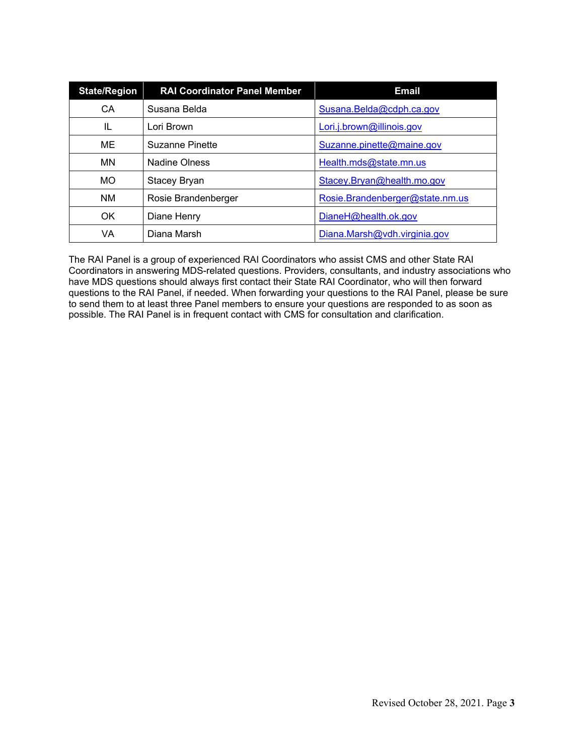| State/Region | RAI Coordinator Panel Member | Email |
| --- | --- | --- |
| CA | Susana Belda | Susana.Belda@cdph.ca.gov |
| IL | Lori Brown | Lori.j.brown@illinois.gov |
| ME | Suzanne Pinette | Suzanne.pinette@maine.gov |
| MN | Nadine Olness | Health.mds@state.mn.us |
| MO | Stacey Bryan | Stacey.Bryan@health.mo.gov |
| NM | Rosie Brandenberger | Rosie.Brandenberger@state.nm.us |
| OK | Diane Henry | DianeH@health.ok.gov |
| VA | Diana Marsh | Diana.Marsh@vdh.virginia.gov |

The RAI Panel is a group of experienced RAI Coordinators who assist CMS and other State RAI Coordinators in answering MDS-related questions. Providers, consultants, and industry associations who have MDS questions should always first contact their State RAI Coordinator, who will then forward questions to the RAI Panel, if needed. When forwarding your questions to the RAI Panel, please be sure to send them to at least three Panel members to ensure your questions are responded to as soon as possible. The RAI Panel is in frequent contact with CMS for consultation and clarification.

Revised October 28, 2021.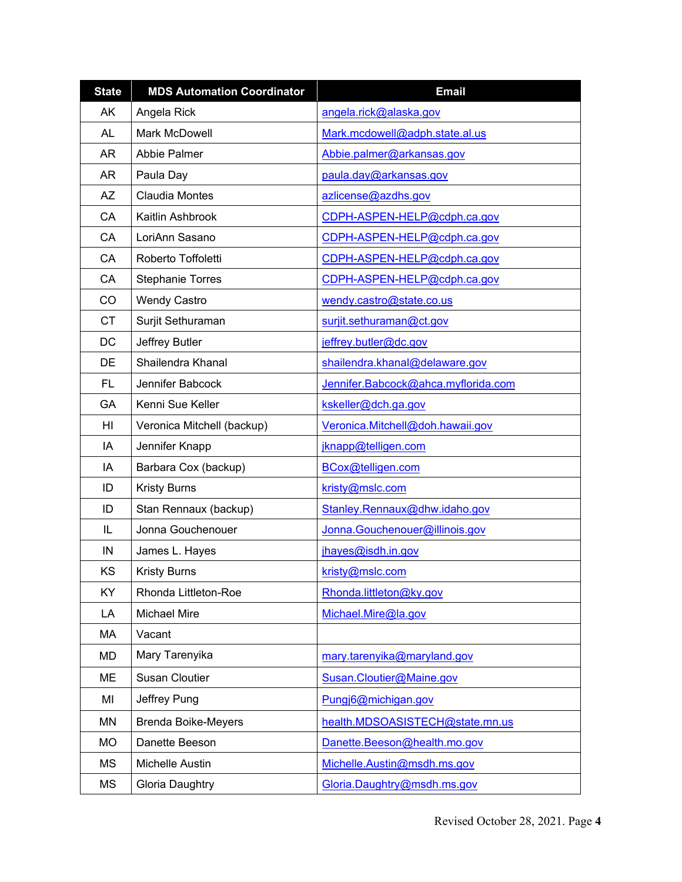| State | MDS Automation Coordinator | Email |
| --- | --- | --- |
| AK | Angela Rick | angela.rick@alaska.gov |
| AL | Mark McDowell | Mark.mcdowell@adph.state.al.us |
| AR | Abbie Palmer | Abbie.palmer@arkansas.gov |
| AR | Paula Day | paula.day@arkansas.gov |
| AZ | Claudia Montes | azlicense@azdhs.gov |
| CA | Kaitlin Ashbrook | CDPH-ASPEN-HELP@cdph.ca.gov |
| CA | LoriAnn Sasano | CDPH-ASPEN-HELP@cdph.ca.gov |
| CA | Roberto Toffoletti | CDPH-ASPEN-HELP@cdph.ca.gov |
| CA | Stephanie Torres | CDPH-ASPEN-HELP@cdph.ca.gov |
| CO | Wendy Castro | wendy.castro@state.co.us |
| CT | Surjit Sethuraman | surjit.sethuraman@ct.gov |
| DC | Jeffrey Butler | jeffrey.butler@dc.gov |
| DE | Shailendra Khanal | shailendra.khanal@delaware.gov |
| FL | Jennifer Babcock | Jennifer.Babcock@ahca.myflorida.com |
| GA | Kenni Sue Keller | kskeller@dch.ga.gov |
| HI | Veronica Mitchell (backup) | Veronica.Mitchell@doh.hawaii.gov |
| IA | Jennifer Knapp | jknapp@telligen.com |
| IA | Barbara Cox (backup) | BCox@telligen.com |
| ID | Kristy Burns | kristy@mslc.com |
| ID | Stan Rennaux (backup) | Stanley.Rennaux@dhw.idaho.gov |
| IL | Jonna Gouchenouer | Jonna.Gouchenouer@illinois.gov |
| IN | James L. Hayes | jhayes@isdh.in.gov |
| KS | Kristy Burns | kristy@mslc.com |
| KY | Rhonda Littleton-Roe | Rhonda.littleton@ky.gov |
| LA | Michael Mire | Michael.Mire@la.gov |
| MA | Vacant | |
| MD | Mary Tarenyika | mary.tarenyika@maryland.gov |
| ME | Susan Cloutier | Susan.Cloutier@Maine.gov |
| MI | Jeffrey Pung | Pungj6@michigan.gov |
| MN | Brenda Boike-Meyers | health.MDSOASISTECH@state.mn.us |
| MO | Danette Beeson | Danette.Beeson@health.mo.gov |
| MS | Michelle Austin | Michelle.Austin@msdh.ms.gov |
| MS | Gloria Daughtry | Gloria.Daughtry@msdh.ms.gov |

Revised October 28, 2021.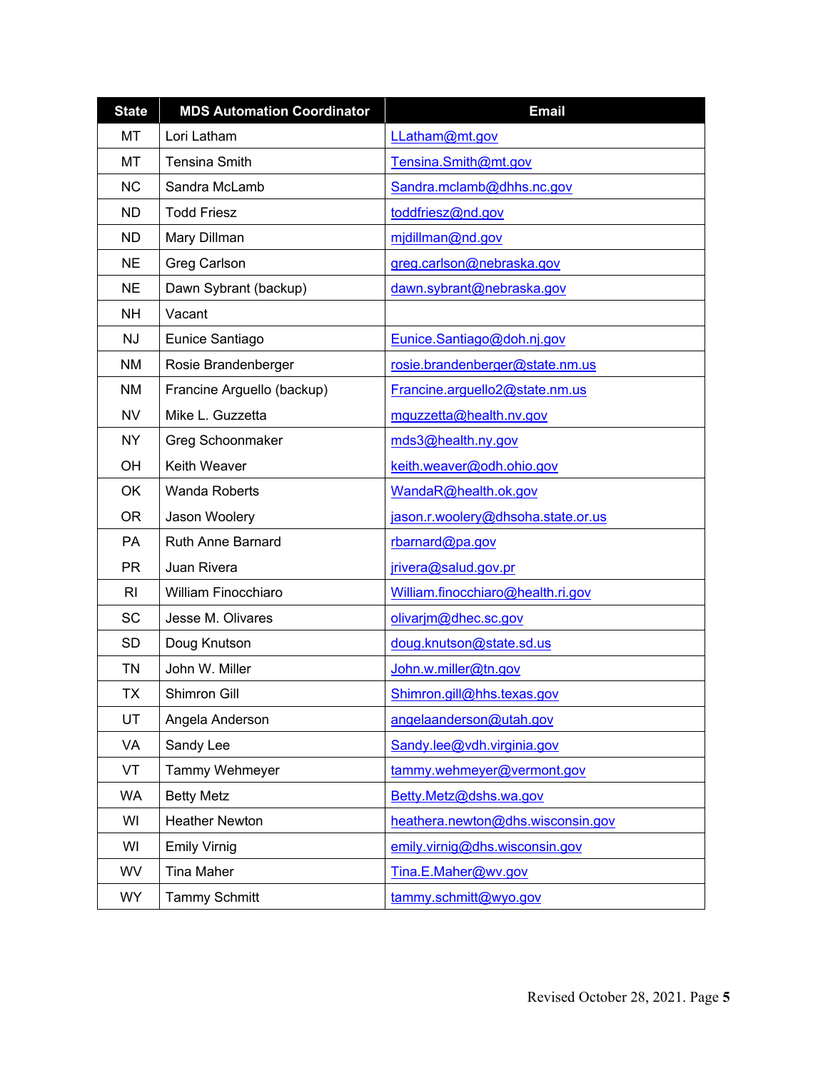| State | MDS Automation Coordinator | Email |
|---|---|---|
| MT | Lori Latham | LLatham@mt.gov |
| MT | Tensina Smith | Tensina.Smith@mt.gov |
| NC | Sandra McLamb | Sandra.mclamb@dhhs.nc.gov |
| ND | Todd Friesz | toddfriesz@nd.gov |
| ND | Mary Dillman | mjdillman@nd.gov |
| NE | Greg Carlson | greg.carlson@nebraska.gov |
| NE | Dawn Sybrant (backup) | dawn.sybrant@nebraska.gov |
| NH | Vacant | |
| NJ | Eunice Santiago | Eunice.Santiago@doh.nj.gov |
| NM | Rosie Brandenberger | rosie.brandenberger@state.nm.us |
| NM | Francine Arguello (backup) | Francine.arguello2@state.nm.us |
| NV | Mike L. Guzzetta | mguzzetta@health.nv.gov |
| NY | Greg Schoonmaker | mds3@health.ny.gov |
| OH | Keith Weaver | keith.weaver@odh.ohio.gov |
| OK | Wanda Roberts | WandaR@health.ok.gov |
| OR | Jason Woolery | jason.r.woolery@dhsoha.state.or.us |
| PA | Ruth Anne Barnard | rbarnard@pa.gov |
| PR | Juan Rivera | jrivera@salud.gov.pr |
| RI | William Finocchiaro | William.finocchiaro@health.ri.gov |
| SC | Jesse M. Olivares | olivarjm@dhec.sc.gov |
| SD | Doug Knutson | doug.knutson@state.sd.us |
| TN | John W. Miller | John.w.miller@tn.gov |
| TX | Shimron Gill | Shimron.gill@hhs.texas.gov |
| UT | Angela Anderson | angelaanderson@utah.gov |
| VA | Sandy Lee | Sandy.lee@vdh.virginia.gov |
| VT | Tammy Wehmeyer | tammy.wehmeyer@vermont.gov |
| WA | Betty Metz | Betty.Metz@dshs.wa.gov |
| WI | Heather Newton | heathera.newton@dhs.wisconsin.gov |
| WI | Emily Virnig | emily.virnig@dhs.wisconsin.gov |
| WV | Tina Maher | Tina.E.Maher@wv.gov |
| WY | Tammy Schmitt | tammy.schmitt@wyo.gov |

Revised October 28, 2021.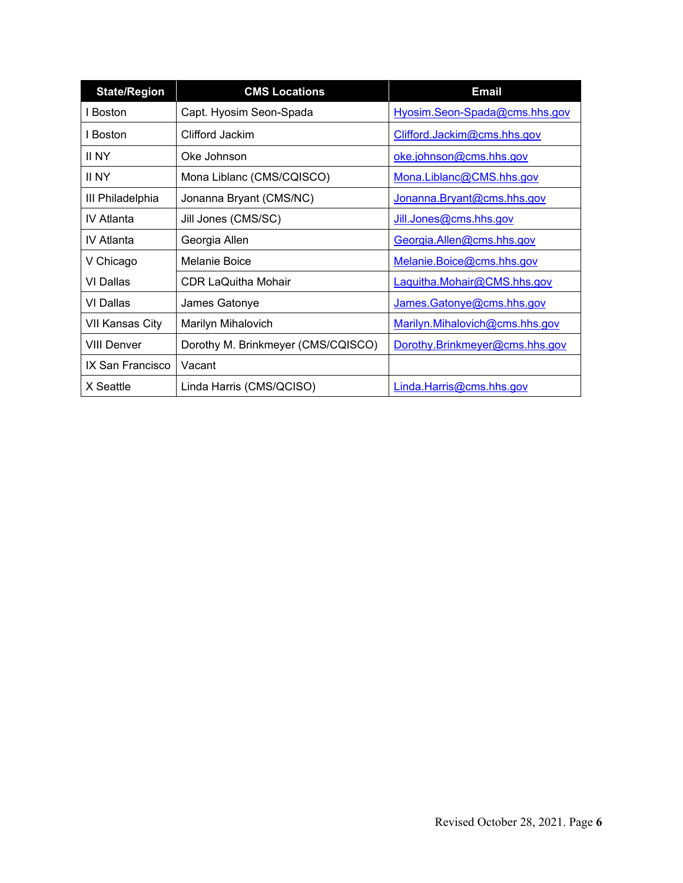| State/Region | CMS Locations | Email |
|---|---|---|
| I Boston | Capt. Hyosim Seon-Spada | Hyosim.Seon-Spada@cms.hhs.gov |
| I Boston | Clifford Jackim | Clifford.Jackim@cms.hhs.gov |
| II NY | Oke Johnson | oke.johnson@cms.hhs.gov |
| II NY | Mona Liblanc (CMS/CQISCO) | Mona.Liblanc@CMS.hhs.gov |
| III Philadelphia | Jonanna Bryant (CMS/NC) | Jonanna.Bryant@cms.hhs.gov |
| IV Atlanta | Jill Jones (CMS/SC) | Jill.Jones@cms.hhs.gov |
| IV Atlanta | Georgia Allen | Georgia.Allen@cms.hhs.gov |
| V Chicago | Melanie Boice | Melanie.Boice@cms.hhs.gov |
| VI Dallas | CDR LaQuitha Mohair | Laquitha.Mohair@CMS.hhs.gov |
| VI Dallas | James Gatonye | James.Gatonye@cms.hhs.gov |
| VII Kansas City | Marilyn Mihalovich | Marilyn.Mihalovich@cms.hhs.gov |
| VIII Denver | Dorothy M. Brinkmeyer (CMS/CQISCO) | Dorothy.Brinkmeyer@cms.hhs.gov |
| IX San Francisco | Vacant | |
| X Seattle | Linda Harris (CMS/QCISO) | Linda.Harris@cms.hhs.gov |

Revised October 28, 2021.